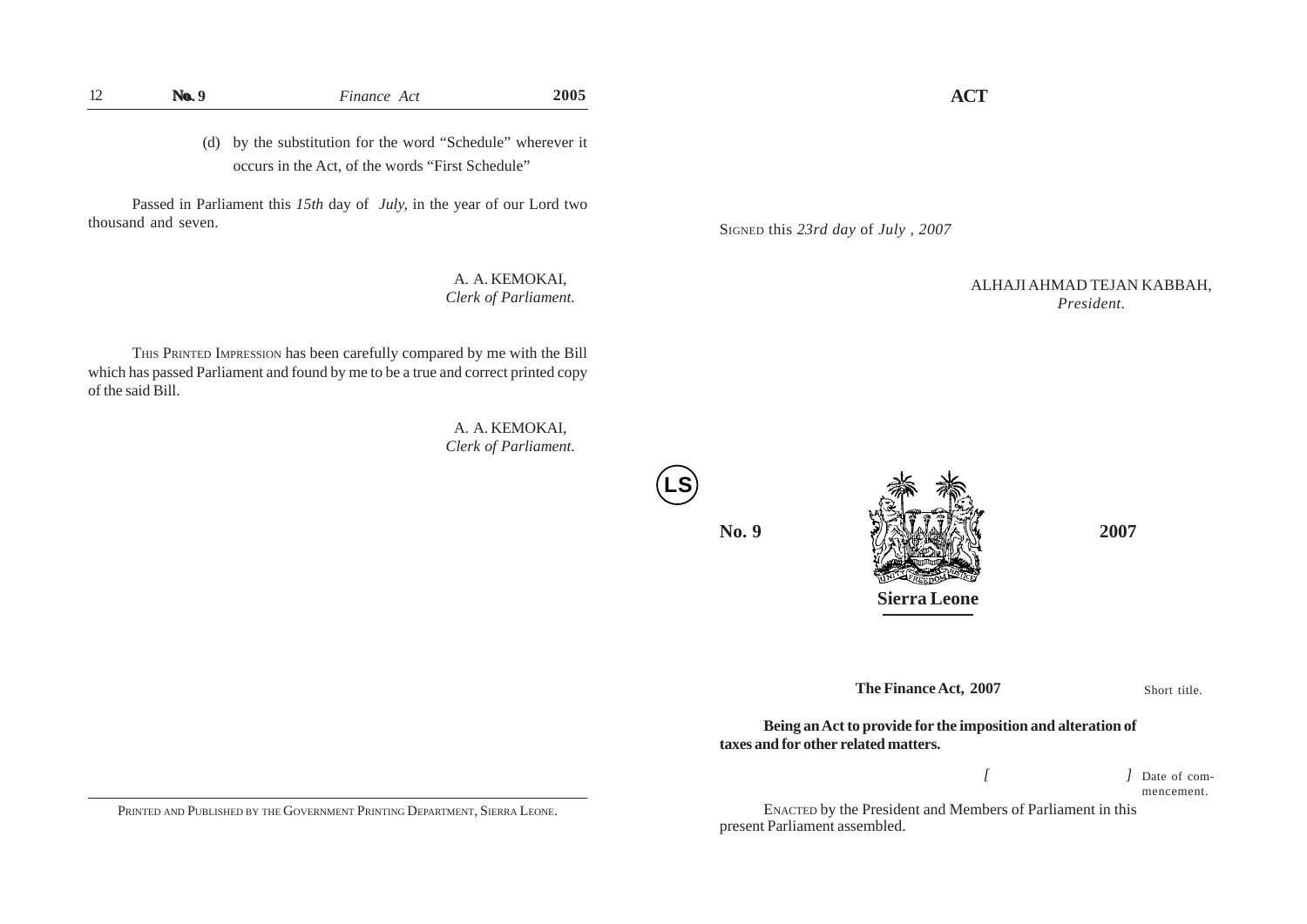(d) by the substitution for the word "Schedule" wherever it occurs in the Act, of the words "First Schedule"

Passed in Parliament this *15th* day of *July,* in the year of our Lord two thousand and seven.

A. A. KEMOKAI,
*Clerk of Parliament.*

THIS PRINTED IMPRESSION has been carefully compared by me with the Bill which has passed Parliament and found by me to be a true and correct printed copy of the said Bill.

A. A. KEMOKAI,
*Clerk of Parliament.*

PRINTED AND PUBLISHED BY THE GOVERNMENT PRINTING DEPARTMENT, SIERRA LEONE.

**ACT**

SIGNED this *23rd day* of *July , 2007*

ALHAJI AHMAD TEJAN KABBAH,
*President.*

LS

**No. 9** **2007**

**Sierra Leone**

**The Finance Act, 2007** — Short title.

**Being an Act to provide for the imposition and alteration of taxes and for other related matters.**

*[ ]* Date of commencement.

ENACTED by the President and Members of Parliament in this present Parliament assembled.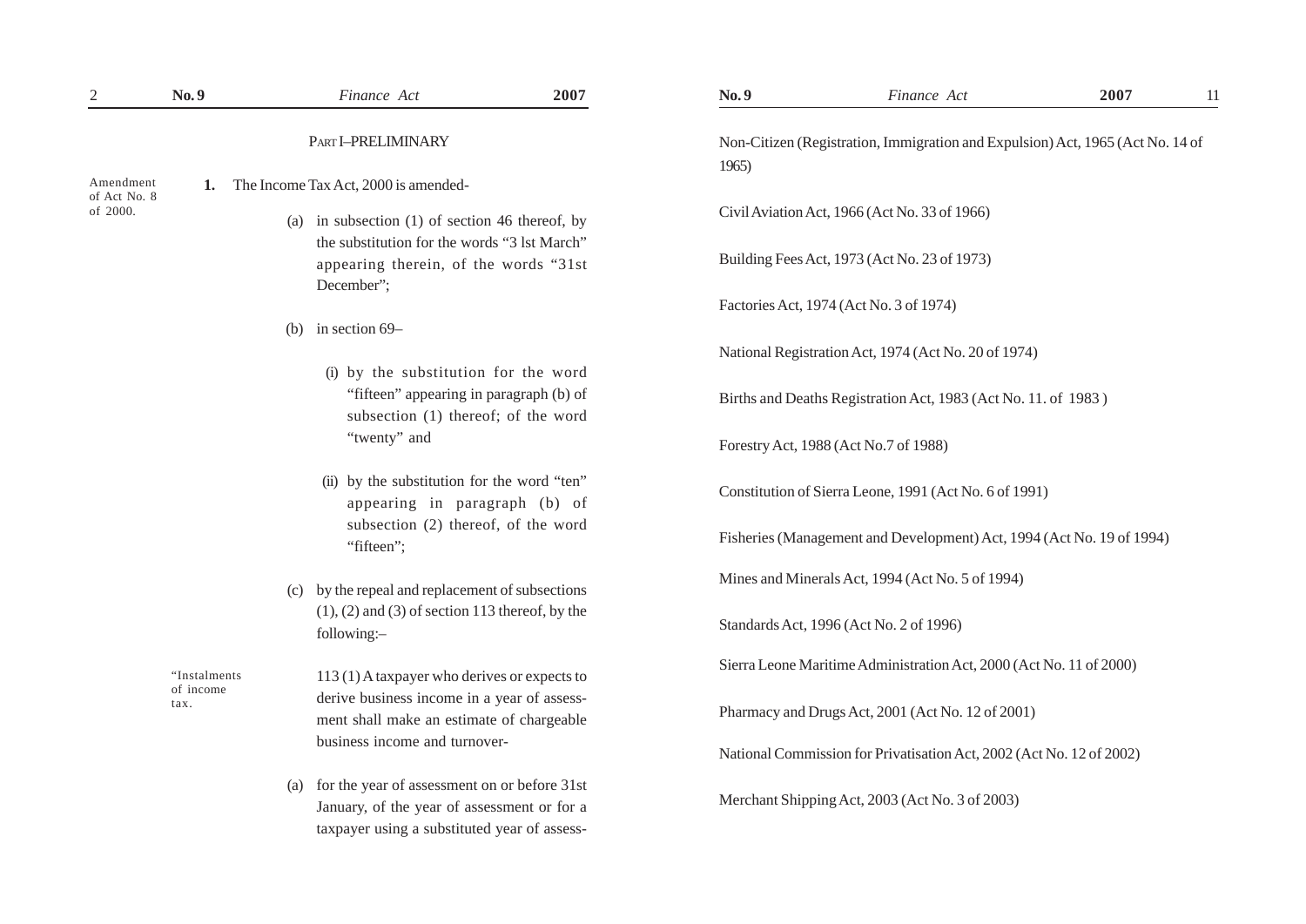## PART I–PRELIMINARY

*Amendment of Act No. 8 of 2000.*

**1.** The Income Tax Act, 2000 is amended-

(a) in subsection (1) of section 46 thereof, by the substitution for the words "3 lst March" appearing therein, of the words "31st December";

(b) in section 69–

(i) by the substitution for the word "fifteen" appearing in paragraph (b) of subsection (1) thereof; of the word "twenty" and

(ii) by the substitution for the word "ten" appearing in paragraph (b) of subsection (2) thereof, of the word "fifteen";

(c) by the repeal and replacement of subsections (1), (2) and (3) of section 113 thereof, by the following:–

*"Instalments of income tax.*

113 (1) A taxpayer who derives or expects to derive business income in a year of assessment shall make an estimate of chargeable business income and turnover-

(a) for the year of assessment on or before 31st January, of the year of assessment or for a taxpayer using a substituted year of assess-

Non-Citizen (Registration, Immigration and Expulsion) Act, 1965 (Act No. 14 of 1965)

Civil Aviation Act, 1966 (Act No. 33 of 1966)

Building Fees Act, 1973 (Act No. 23 of 1973)

Factories Act, 1974 (Act No. 3 of 1974)

National Registration Act, 1974 (Act No. 20 of 1974)

Births and Deaths Registration Act, 1983 (Act No. 11. of 1983 )

Forestry Act, 1988 (Act No.7 of 1988)

Constitution of Sierra Leone, 1991 (Act No. 6 of 1991)

Fisheries (Management and Development) Act, 1994 (Act No. 19 of 1994)

Mines and Minerals Act, 1994 (Act No. 5 of 1994)

Standards Act, 1996 (Act No. 2 of 1996)

Sierra Leone Maritime Administration Act, 2000 (Act No. 11 of 2000)

Pharmacy and Drugs Act, 2001 (Act No. 12 of 2001)

National Commission for Privatisation Act, 2002 (Act No. 12 of 2002)

Merchant Shipping Act, 2003 (Act No. 3 of 2003)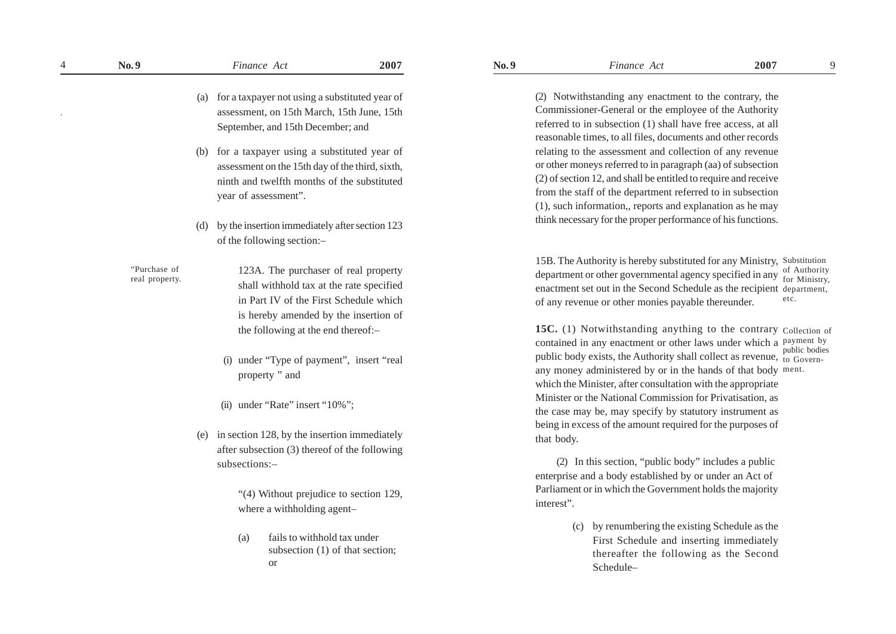(a) for a taxpayer not using a substituted year of assessment, on 15th March, 15th June, 15th September, and 15th December; and

(b) for a taxpayer using a substituted year of assessment on the 15th day of the third, sixth, ninth and twelfth months of the substituted year of assessment".

(d) by the insertion immediately after section 123 of the following section:–

"Purchase of real property.

123A. The purchaser of real property shall withhold tax at the rate specified in Part IV of the First Schedule which is hereby amended by the insertion of the following at the end thereof:–

(i) under "Type of payment", insert "real property " and

(ii) under "Rate" insert "10%";

(e) in section 128, by the insertion immediately after subsection (3) thereof of the following subsections:–

"(4) Without prejudice to section 129, where a withholding agent–

(a) fails to withhold tax under subsection (1) of that section; or

(2) Notwithstanding any enactment to the contrary, the Commissioner-General or the employee of the Authority referred to in subsection (1) shall have free access, at all reasonable times, to all files, documents and other records relating to the assessment and collection of any revenue or other moneys referred to in paragraph (aa) of subsection (2) of section 12, and shall be entitled to require and receive from the staff of the department referred to in subsection (1), such information,, reports and explanation as he may think necessary for the proper performance of his functions.

Substitution of Authority for Ministry, department, etc.

15B. The Authority is hereby substituted for any Ministry, department or other governmental agency specified in any enactment set out in the Second Schedule as the recipient of any revenue or other monies payable thereunder.

Collection of payment by public bodies to Government.

**15C.** (1) Notwithstanding anything to the contrary contained in any enactment or other laws under which a public body exists, the Authority shall collect as revenue, any money administered by or in the hands of that body which the Minister, after consultation with the appropriate Minister or the National Commission for Privatisation, as the case may be, may specify by statutory instrument as being in excess of the amount required for the purposes of that body.

(2) In this section, "public body" includes a public enterprise and a body established by or under an Act of Parliament or in which the Government holds the majority interest".

(c) by renumbering the existing Schedule as the First Schedule and inserting immediately thereafter the following as the Second Schedule–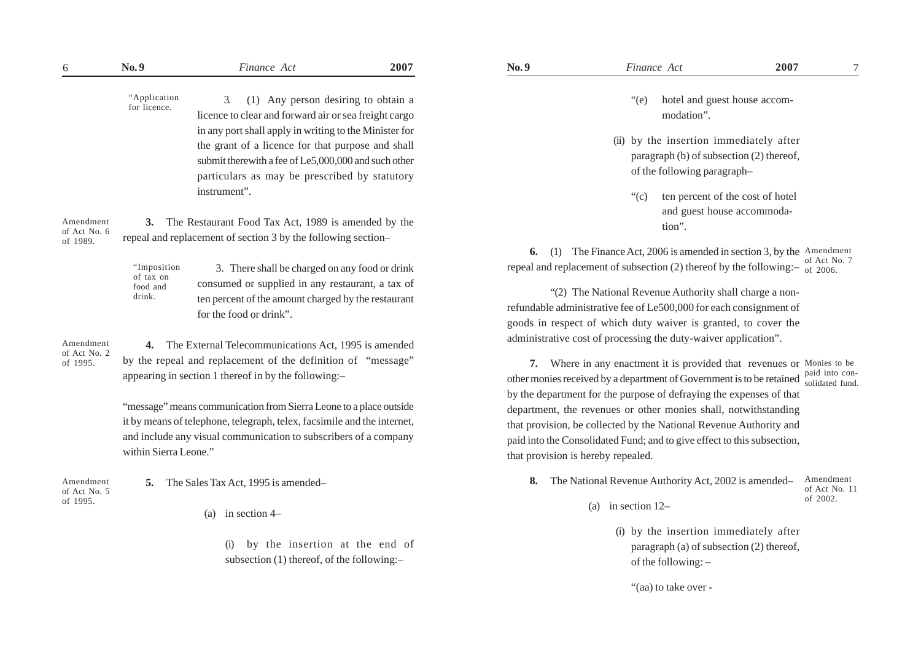Application for licence.

"3. (1) Any person desiring to obtain a licence to clear and forward air or sea freight cargo in any port shall apply in writing to the Minister for the grant of a licence for that purpose and shall submit therewith a fee of Le5,000,000 and such other particulars as may be prescribed by statutory instrument".

Amendment of Act No. 6 of 1989.

**3.** The Restaurant Food Tax Act, 1989 is amended by the repeal and replacement of section 3 by the following section–

Imposition of tax on food and drink.

"3. There shall be charged on any food or drink consumed or supplied in any restaurant, a tax of ten percent of the amount charged by the restaurant for the food or drink".

Amendment of Act No. 2 of 1995.

**4.** The External Telecommunications Act, 1995 is amended by the repeal and replacement of the definition of "message" appearing in section 1 thereof in by the following:–

"message" means communication from Sierra Leone to a place outside it by means of telephone, telegraph, telex, facsimile and the internet, and include any visual communication to subscribers of a company within Sierra Leone."

Amendment of Act No. 5 of 1995.

**5.** The Sales Tax Act, 1995 is amended–

(a) in section 4–

(i) by the insertion at the end of subsection (1) thereof, of the following:–

"(e) hotel and guest house accommodation".

(ii) by the insertion immediately after paragraph (b) of subsection (2) thereof, of the following paragraph–

"(c) ten percent of the cost of hotel and guest house accommodation".

Amendment of Act No. 7 of 2006.

**6.** (1) The Finance Act, 2006 is amended in section 3, by the repeal and replacement of subsection (2) thereof by the following:–

"(2) The National Revenue Authority shall charge a non-refundable administrative fee of Le500,000 for each consignment of goods in respect of which duty waiver is granted, to cover the administrative cost of processing the duty-waiver application".

Monies to be paid into consolidated fund.

**7.** Where in any enactment it is provided that revenues or other monies received by a department of Government is to be retained by the department for the purpose of defraying the expenses of that department, the revenues or other monies shall, notwithstanding that provision, be collected by the National Revenue Authority and paid into the Consolidated Fund; and to give effect to this subsection, that provision is hereby repealed.

Amendment of Act No. 11 of 2002.

**8.** The National Revenue Authority Act, 2002 is amended–

(a) in section 12–

(i) by the insertion immediately after paragraph (a) of subsection (2) thereof, of the following: –

"(aa) to take over -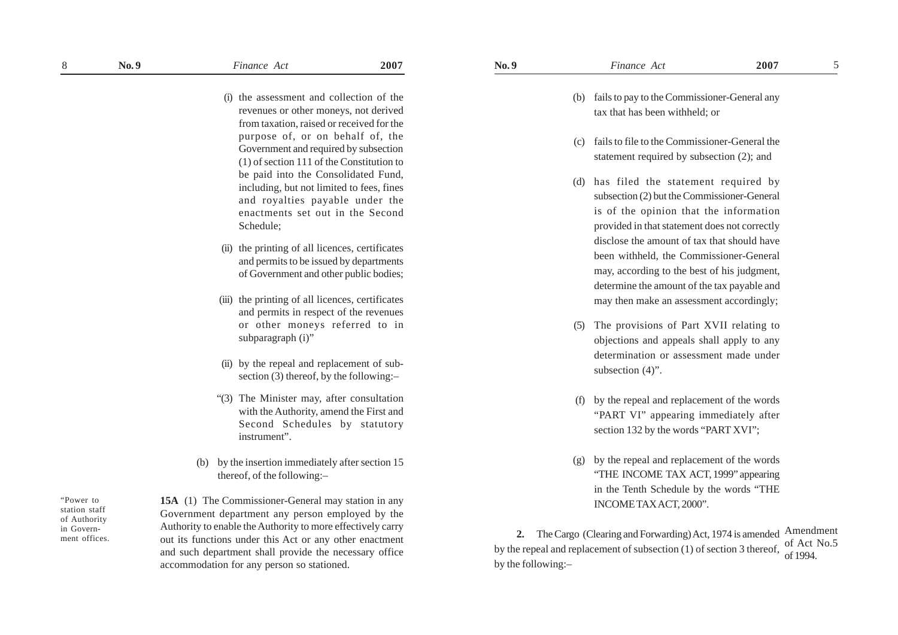(i) the assessment and collection of the revenues or other moneys, not derived from taxation, raised or received for the purpose of, or on behalf of, the Government and required by subsection (1) of section 111 of the Constitution to be paid into the Consolidated Fund, including, but not limited to fees, fines and royalties payable under the enactments set out in the Second Schedule;

(ii) the printing of all licences, certificates and permits to be issued by departments of Government and other public bodies;

(iii) the printing of all licences, certificates and permits in respect of the revenues or other moneys referred to in subparagraph (i)"

(ii) by the repeal and replacement of sub-section (3) thereof, by the following:–

"(3) The Minister may, after consultation with the Authority, amend the First and Second Schedules by statutory instrument".

(b) by the insertion immediately after section 15 thereof, of the following:–

"Power to station staff of Authority in Government offices.

**15A** (1) The Commissioner-General may station in any Government department any person employed by the Authority to enable the Authority to more effectively carry out its functions under this Act or any other enactment and such department shall provide the necessary office accommodation for any person so stationed.

(b) fails to pay to the Commissioner-General any tax that has been withheld; or

(c) fails to file to the Commissioner-General the statement required by subsection (2); and

(d) has filed the statement required by subsection (2) but the Commissioner-General is of the opinion that the information provided in that statement does not correctly disclose the amount of tax that should have been withheld, the Commissioner-General may, according to the best of his judgment, determine the amount of the tax payable and may then make an assessment accordingly;

(5) The provisions of Part XVII relating to objections and appeals shall apply to any determination or assessment made under subsection (4)".

(f) by the repeal and replacement of the words "PART VI" appearing immediately after section 132 by the words "PART XVI";

(g) by the repeal and replacement of the words "THE INCOME TAX ACT, 1999" appearing in the Tenth Schedule by the words "THE INCOME TAX ACT, 2000".

Amendment of Act No.5 of 1994.

**2.** The Cargo (Clearing and Forwarding) Act, 1974 is amended by the repeal and replacement of subsection (1) of section 3 thereof, by the following:–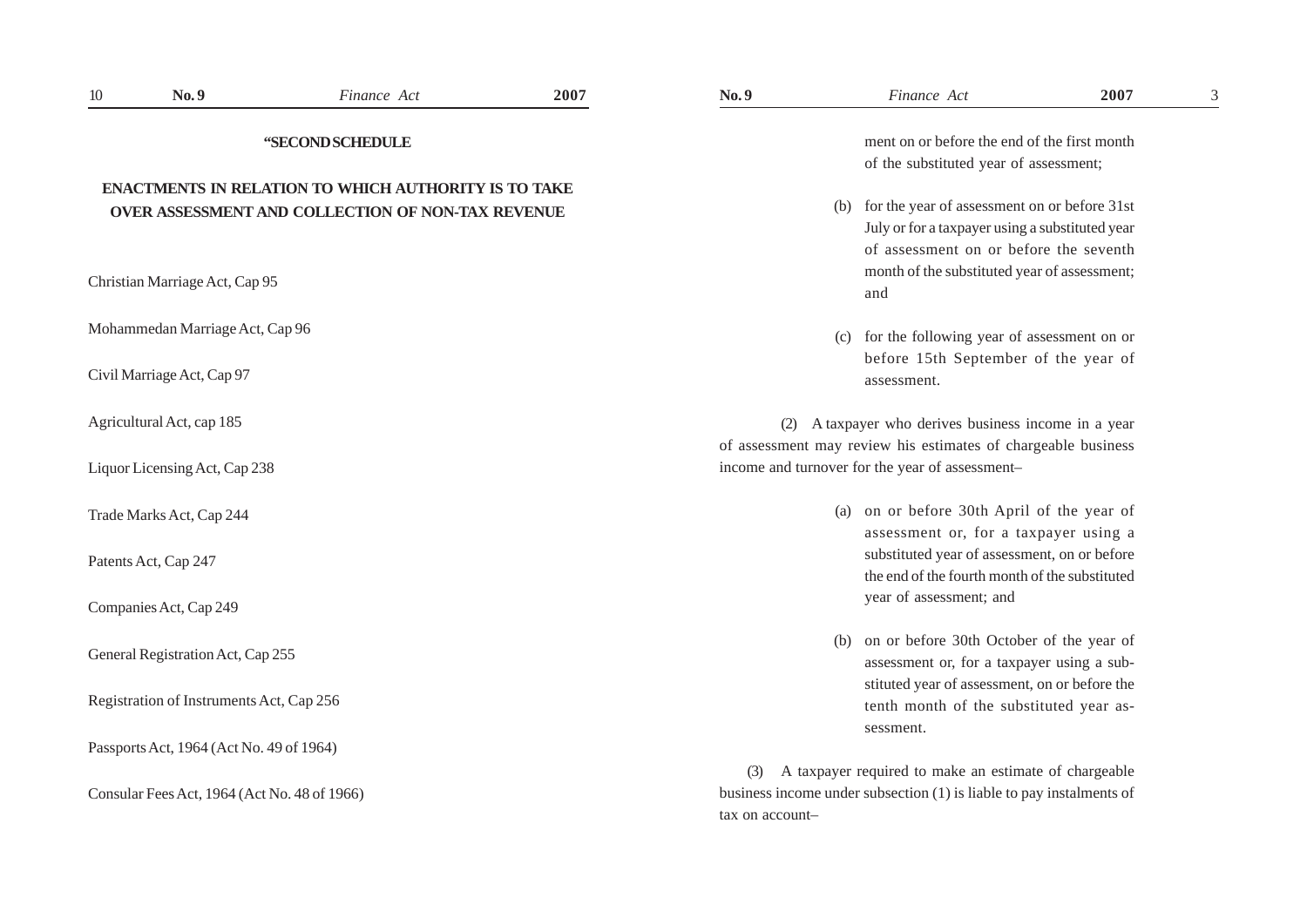**"SECOND SCHEDULE**

**ENACTMENTS IN RELATION TO WHICH AUTHORITY IS TO TAKE OVER ASSESSMENT AND COLLECTION OF NON-TAX REVENUE**

Christian Marriage Act, Cap 95

Mohammedan Marriage Act, Cap 96

Civil Marriage Act, Cap 97

Agricultural Act, cap 185

Liquor Licensing Act, Cap 238

Trade Marks Act, Cap 244

Patents Act, Cap 247

Companies Act, Cap 249

General Registration Act, Cap 255

Registration of Instruments Act, Cap 256

Passports Act, 1964 (Act No. 49 of 1964)

Consular Fees Act, 1964 (Act No. 48 of 1966)

ment on or before the end of the first month of the substituted year of assessment;

(b) for the year of assessment on or before 31st July or for a taxpayer using a substituted year of assessment on or before the seventh month of the substituted year of assessment; and

(c) for the following year of assessment on or before 15th September of the year of assessment.

(2) A taxpayer who derives business income in a year of assessment may review his estimates of chargeable business income and turnover for the year of assessment–

(a) on or before 30th April of the year of assessment or, for a taxpayer using a substituted year of assessment, on or before the end of the fourth month of the substituted year of assessment; and

(b) on or before 30th October of the year of assessment or, for a taxpayer using a substituted year of assessment, on or before the tenth month of the substituted year assessment.

(3) A taxpayer required to make an estimate of chargeable business income under subsection (1) is liable to pay instalments of tax on account–